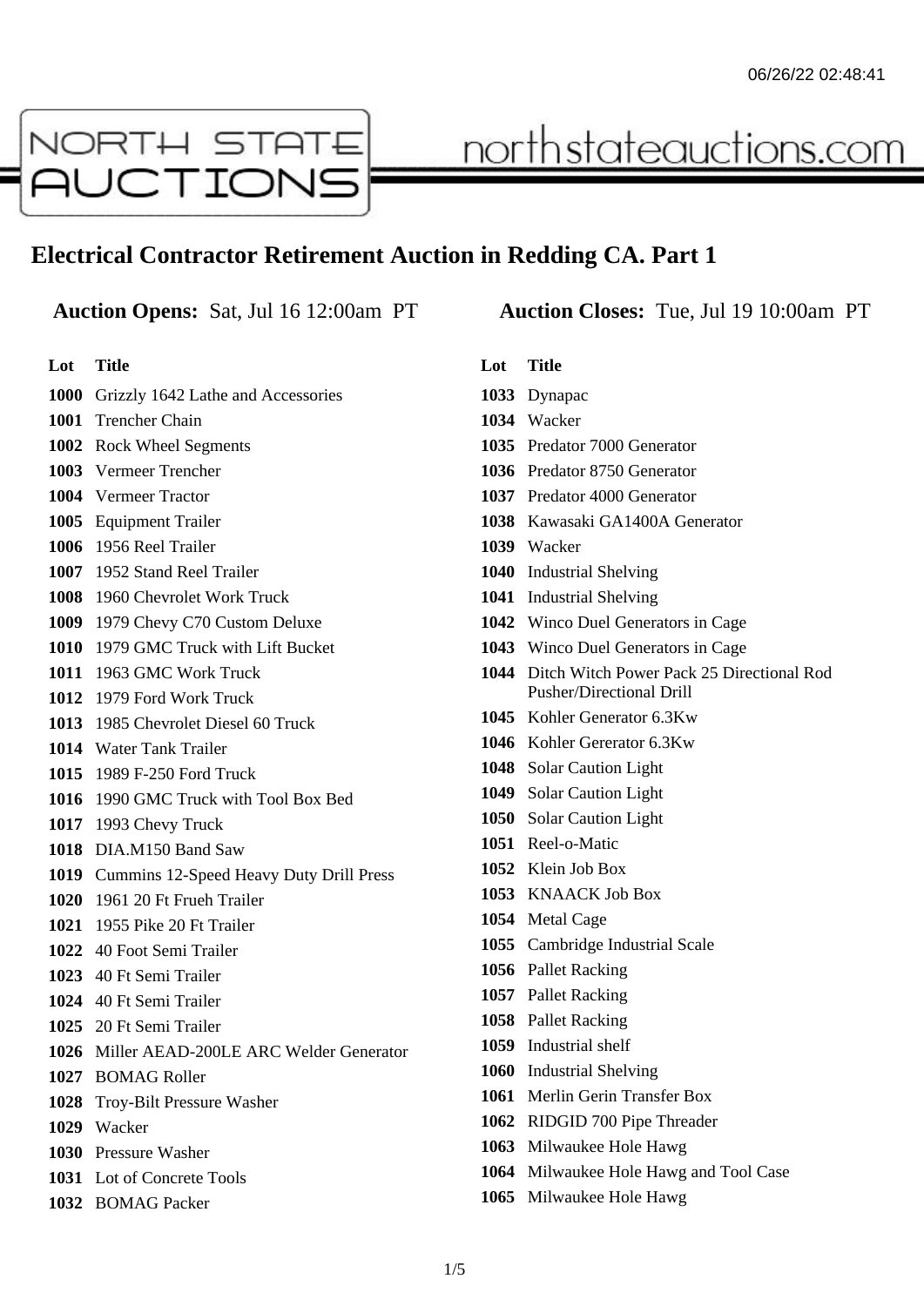# Electrical Contractor Retirement Auction in Redding CA. Part 1

**Auction Opens:** Sat, Jul 16 12:00am PT

**Auction Closes:** Tue, Jul 19 10:00am PT

| Lot | Title |
|---|---|
| 1000 | Grizzly 1642 Lathe and Accessories |
| 1001 | Trencher Chain |
| 1002 | Rock Wheel Segments |
| 1003 | Vermeer Trencher |
| 1004 | Vermeer Tractor |
| 1005 | Equipment Trailer |
| 1006 | 1956 Reel Trailer |
| 1007 | 1952 Stand Reel Trailer |
| 1008 | 1960 Chevrolet Work Truck |
| 1009 | 1979 Chevy C70 Custom Deluxe |
| 1010 | 1979 GMC Truck with Lift Bucket |
| 1011 | 1963 GMC Work Truck |
| 1012 | 1979 Ford Work Truck |
| 1013 | 1985 Chevrolet Diesel 60 Truck |
| 1014 | Water Tank Trailer |
| 1015 | 1989 F-250 Ford Truck |
| 1016 | 1990 GMC Truck with Tool Box Bed |
| 1017 | 1993 Chevy Truck |
| 1018 | DIA.M150 Band Saw |
| 1019 | Cummins 12-Speed Heavy Duty Drill Press |
| 1020 | 1961 20 Ft Frueh Trailer |
| 1021 | 1955 Pike 20 Ft Trailer |
| 1022 | 40 Foot Semi Trailer |
| 1023 | 40 Ft Semi Trailer |
| 1024 | 40 Ft Semi Trailer |
| 1025 | 20 Ft Semi Trailer |
| 1026 | Miller AEAD-200LE ARC Welder Generator |
| 1027 | BOMAG Roller |
| 1028 | Troy-Bilt Pressure Washer |
| 1029 | Wacker |
| 1030 | Pressure Washer |
| 1031 | Lot of Concrete Tools |
| 1032 | BOMAG Packer |
| 1033 | Dynapac |
| 1034 | Wacker |
| 1035 | Predator 7000 Generator |
| 1036 | Predator 8750 Generator |
| 1037 | Predator 4000 Generator |
| 1038 | Kawasaki GA1400A Generator |
| 1039 | Wacker |
| 1040 | Industrial Shelving |
| 1041 | Industrial Shelving |
| 1042 | Winco Duel Generators in Cage |
| 1043 | Winco Duel Generators in Cage |
| 1044 | Ditch Witch Power Pack 25 Directional Rod Pusher/Directional Drill |
| 1045 | Kohler Generator 6.3Kw |
| 1046 | Kohler Gererator 6.3Kw |
| 1048 | Solar Caution Light |
| 1049 | Solar Caution Light |
| 1050 | Solar Caution Light |
| 1051 | Reel-o-Matic |
| 1052 | Klein Job Box |
| 1053 | KNAACK Job Box |
| 1054 | Metal Cage |
| 1055 | Cambridge Industrial Scale |
| 1056 | Pallet Racking |
| 1057 | Pallet Racking |
| 1058 | Pallet Racking |
| 1059 | Industrial shelf |
| 1060 | Industrial Shelving |
| 1061 | Merlin Gerin Transfer Box |
| 1062 | RIDGID 700 Pipe Threader |
| 1063 | Milwaukee Hole Hawg |
| 1064 | Milwaukee Hole Hawg and Tool Case |
| 1065 | Milwaukee Hole Hawg |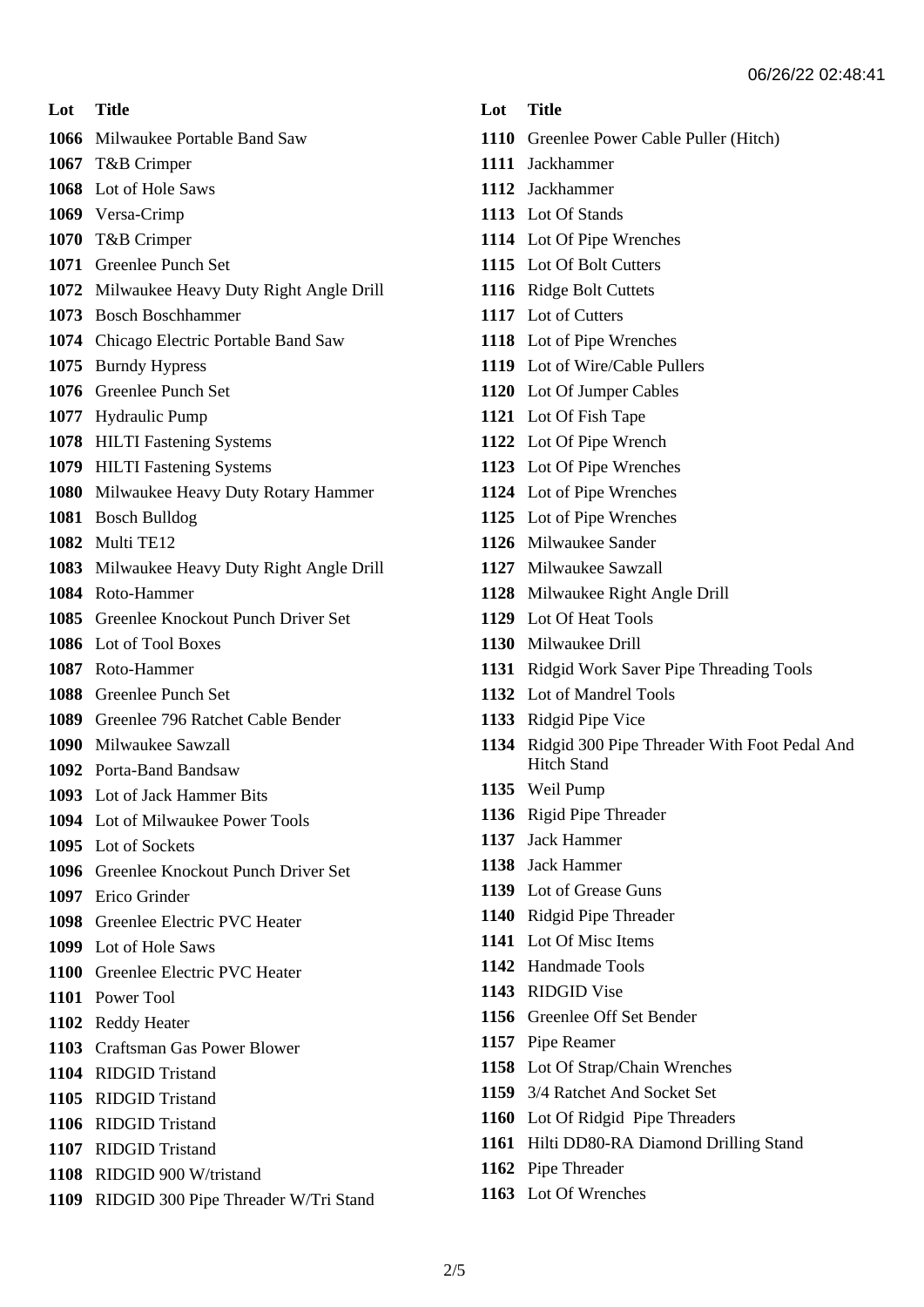06/26/22 02:48:41

| Lot | Title |
| --- | --- |
| 1066 | Milwaukee Portable Band Saw |
| 1067 | T&B Crimper |
| 1068 | Lot of Hole Saws |
| 1069 | Versa-Crimp |
| 1070 | T&B Crimper |
| 1071 | Greenlee Punch Set |
| 1072 | Milwaukee Heavy Duty Right Angle Drill |
| 1073 | Bosch Boschhammer |
| 1074 | Chicago Electric Portable Band Saw |
| 1075 | Burndy Hypress |
| 1076 | Greenlee Punch Set |
| 1077 | Hydraulic Pump |
| 1078 | HILTI Fastening Systems |
| 1079 | HILTI Fastening Systems |
| 1080 | Milwaukee Heavy Duty Rotary Hammer |
| 1081 | Bosch Bulldog |
| 1082 | Multi TE12 |
| 1083 | Milwaukee Heavy Duty Right Angle Drill |
| 1084 | Roto-Hammer |
| 1085 | Greenlee Knockout Punch Driver Set |
| 1086 | Lot of Tool Boxes |
| 1087 | Roto-Hammer |
| 1088 | Greenlee Punch Set |
| 1089 | Greenlee 796 Ratchet Cable Bender |
| 1090 | Milwaukee Sawzall |
| 1092 | Porta-Band Bandsaw |
| 1093 | Lot of Jack Hammer Bits |
| 1094 | Lot of Milwaukee Power Tools |
| 1095 | Lot of Sockets |
| 1096 | Greenlee Knockout Punch Driver Set |
| 1097 | Erico Grinder |
| 1098 | Greenlee Electric PVC Heater |
| 1099 | Lot of Hole Saws |
| 1100 | Greenlee Electric PVC Heater |
| 1101 | Power Tool |
| 1102 | Reddy Heater |
| 1103 | Craftsman Gas Power Blower |
| 1104 | RIDGID Tristand |
| 1105 | RIDGID Tristand |
| 1106 | RIDGID Tristand |
| 1107 | RIDGID Tristand |
| 1108 | RIDGID 900 W/tristand |
| 1109 | RIDGID 300 Pipe Threader W/Tri Stand |
| 1110 | Greenlee Power Cable Puller (Hitch) |
| 1111 | Jackhammer |
| 1112 | Jackhammer |
| 1113 | Lot Of Stands |
| 1114 | Lot Of Pipe Wrenches |
| 1115 | Lot Of Bolt Cutters |
| 1116 | Ridge Bolt Cuttets |
| 1117 | Lot of Cutters |
| 1118 | Lot of Pipe Wrenches |
| 1119 | Lot of Wire/Cable Pullers |
| 1120 | Lot Of Jumper Cables |
| 1121 | Lot Of Fish Tape |
| 1122 | Lot Of Pipe Wrench |
| 1123 | Lot Of Pipe Wrenches |
| 1124 | Lot of Pipe Wrenches |
| 1125 | Lot of Pipe Wrenches |
| 1126 | Milwaukee Sander |
| 1127 | Milwaukee Sawzall |
| 1128 | Milwaukee Right Angle Drill |
| 1129 | Lot Of Heat Tools |
| 1130 | Milwaukee Drill |
| 1131 | Ridgid Work Saver Pipe Threading Tools |
| 1132 | Lot of Mandrel Tools |
| 1133 | Ridgid Pipe Vice |
| 1134 | Ridgid 300 Pipe Threader With Foot Pedal And Hitch Stand |
| 1135 | Weil Pump |
| 1136 | Rigid Pipe Threader |
| 1137 | Jack Hammer |
| 1138 | Jack Hammer |
| 1139 | Lot of Grease Guns |
| 1140 | Ridgid Pipe Threader |
| 1141 | Lot Of Misc Items |
| 1142 | Handmade Tools |
| 1143 | RIDGID Vise |
| 1156 | Greenlee Off Set Bender |
| 1157 | Pipe Reamer |
| 1158 | Lot Of Strap/Chain Wrenches |
| 1159 | 3/4 Ratchet And Socket Set |
| 1160 | Lot Of Ridgid Pipe Threaders |
| 1161 | Hilti DD80-RA Diamond Drilling Stand |
| 1162 | Pipe Threader |
| 1163 | Lot Of Wrenches |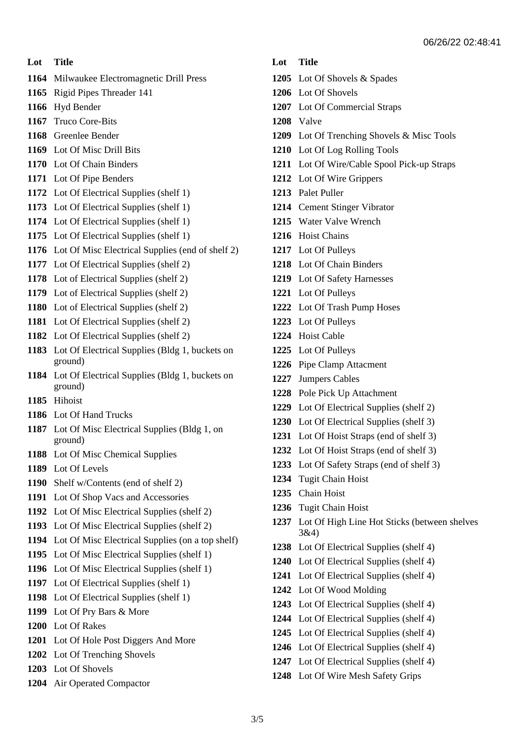| Lot | Title |
|---|---|
| 1164 | Milwaukee Electromagnetic Drill Press |
| 1165 | Rigid Pipes Threader 141 |
| 1166 | Hyd Bender |
| 1167 | Truco Core-Bits |
| 1168 | Greenlee Bender |
| 1169 | Lot Of Misc Drill Bits |
| 1170 | Lot Of Chain Binders |
| 1171 | Lot Of Pipe Benders |
| 1172 | Lot Of Electrical Supplies (shelf 1) |
| 1173 | Lot Of Electrical Supplies (shelf 1) |
| 1174 | Lot Of Electrical Supplies (shelf 1) |
| 1175 | Lot Of Electrical Supplies (shelf 1) |
| 1176 | Lot Of Misc Electrical Supplies (end of shelf 2) |
| 1177 | Lot Of Electrical Supplies (shelf 2) |
| 1178 | Lot of Electrical Supplies (shelf 2) |
| 1179 | Lot of Electrical Supplies (shelf 2) |
| 1180 | Lot of Electrical Supplies (shelf 2) |
| 1181 | Lot Of Electrical Supplies (shelf 2) |
| 1182 | Lot Of Electrical Supplies (shelf 2) |
| 1183 | Lot Of Electrical Supplies (Bldg 1, buckets on ground) |
| 1184 | Lot Of Electrical Supplies (Bldg 1, buckets on ground) |
| 1185 | Hihoist |
| 1186 | Lot Of Hand Trucks |
| 1187 | Lot Of Misc Electrical Supplies (Bldg 1, on ground) |
| 1188 | Lot Of Misc Chemical Supplies |
| 1189 | Lot Of Levels |
| 1190 | Shelf w/Contents (end of shelf 2) |
| 1191 | Lot Of Shop Vacs and Accessories |
| 1192 | Lot Of Misc Electrical Supplies (shelf 2) |
| 1193 | Lot Of Misc Electrical Supplies (shelf 2) |
| 1194 | Lot Of Misc Electrical Supplies (on a top shelf) |
| 1195 | Lot Of Misc Electrical Supplies (shelf 1) |
| 1196 | Lot Of Misc Electrical Supplies (shelf 1) |
| 1197 | Lot Of Electrical Supplies (shelf 1) |
| 1198 | Lot Of Electrical Supplies (shelf 1) |
| 1199 | Lot Of Pry Bars & More |
| 1200 | Lot Of Rakes |
| 1201 | Lot Of Hole Post Diggers And More |
| 1202 | Lot Of Trenching Shovels |
| 1203 | Lot Of Shovels |
| 1204 | Air Operated Compactor |
| 1205 | Lot Of Shovels & Spades |
| 1206 | Lot Of Shovels |
| 1207 | Lot Of Commercial Straps |
| 1208 | Valve |
| 1209 | Lot Of Trenching Shovels & Misc Tools |
| 1210 | Lot Of Log Rolling Tools |
| 1211 | Lot Of Wire/Cable Spool Pick-up Straps |
| 1212 | Lot Of Wire Grippers |
| 1213 | Palet Puller |
| 1214 | Cement Stinger Vibrator |
| 1215 | Water Valve Wrench |
| 1216 | Hoist Chains |
| 1217 | Lot Of Pulleys |
| 1218 | Lot Of Chain Binders |
| 1219 | Lot Of Safety Harnesses |
| 1221 | Lot Of Pulleys |
| 1222 | Lot Of Trash Pump Hoses |
| 1223 | Lot Of Pulleys |
| 1224 | Hoist Cable |
| 1225 | Lot Of Pulleys |
| 1226 | Pipe Clamp Attacment |
| 1227 | Jumpers Cables |
| 1228 | Pole Pick Up Attachment |
| 1229 | Lot Of Electrical Supplies (shelf 2) |
| 1230 | Lot Of Electrical Supplies (shelf 3) |
| 1231 | Lot Of Hoist Straps (end of shelf 3) |
| 1232 | Lot Of Hoist Straps (end of shelf 3) |
| 1233 | Lot Of Safety Straps (end of shelf 3) |
| 1234 | Tugit Chain Hoist |
| 1235 | Chain Hoist |
| 1236 | Tugit Chain Hoist |
| 1237 | Lot Of High Line Hot Sticks (between shelves 3&4) |
| 1238 | Lot Of Electrical Supplies (shelf 4) |
| 1240 | Lot Of Electrical Supplies (shelf 4) |
| 1241 | Lot Of Electrical Supplies (shelf 4) |
| 1242 | Lot Of Wood Molding |
| 1243 | Lot Of Electrical Supplies (shelf 4) |
| 1244 | Lot Of Electrical Supplies (shelf 4) |
| 1245 | Lot Of Electrical Supplies (shelf 4) |
| 1246 | Lot Of Electrical Supplies (shelf 4) |
| 1247 | Lot Of Electrical Supplies (shelf 4) |
| 1248 | Lot Of Wire Mesh Safety Grips |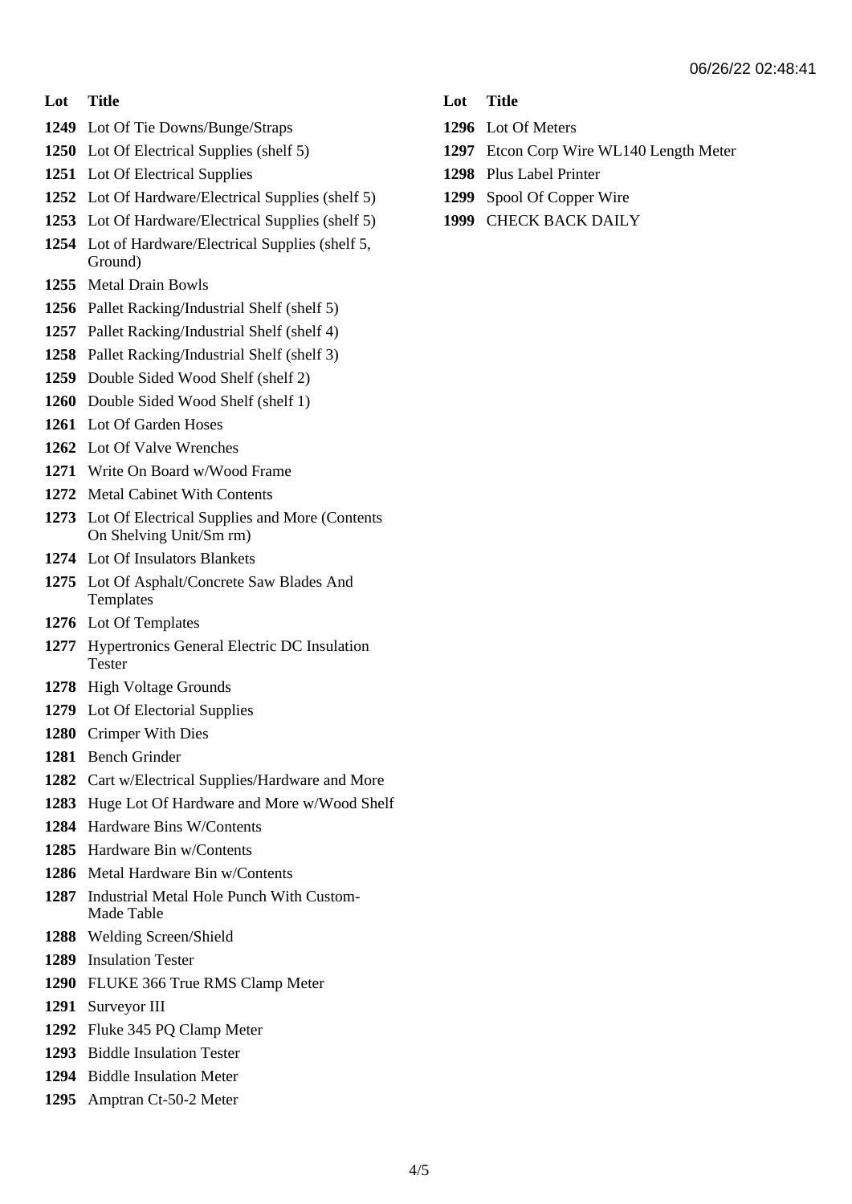| Lot | Title |
| --- | --- |
| 1249 | Lot Of Tie Downs/Bunge/Straps |
| 1250 | Lot Of Electrical Supplies (shelf 5) |
| 1251 | Lot Of Electrical Supplies |
| 1252 | Lot Of Hardware/Electrical Supplies (shelf 5) |
| 1253 | Lot Of Hardware/Electrical Supplies (shelf 5) |
| 1254 | Lot of Hardware/Electrical Supplies (shelf 5, Ground) |
| 1255 | Metal Drain Bowls |
| 1256 | Pallet Racking/Industrial Shelf (shelf 5) |
| 1257 | Pallet Racking/Industrial Shelf (shelf 4) |
| 1258 | Pallet Racking/Industrial Shelf (shelf 3) |
| 1259 | Double Sided Wood Shelf (shelf 2) |
| 1260 | Double Sided Wood Shelf (shelf 1) |
| 1261 | Lot Of Garden Hoses |
| 1262 | Lot Of Valve Wrenches |
| 1271 | Write On Board w/Wood Frame |
| 1272 | Metal Cabinet With Contents |
| 1273 | Lot Of Electrical Supplies and More (Contents On Shelving Unit/Sm rm) |
| 1274 | Lot Of Insulators Blankets |
| 1275 | Lot Of Asphalt/Concrete Saw Blades And Templates |
| 1276 | Lot Of Templates |
| 1277 | Hypertronics General Electric DC Insulation Tester |
| 1278 | High Voltage Grounds |
| 1279 | Lot Of Electorial Supplies |
| 1280 | Crimper With Dies |
| 1281 | Bench Grinder |
| 1282 | Cart w/Electrical Supplies/Hardware and More |
| 1283 | Huge Lot Of Hardware and More w/Wood Shelf |
| 1284 | Hardware Bins W/Contents |
| 1285 | Hardware Bin w/Contents |
| 1286 | Metal Hardware Bin w/Contents |
| 1287 | Industrial Metal Hole Punch With Custom-Made Table |
| 1288 | Welding Screen/Shield |
| 1289 | Insulation Tester |
| 1290 | FLUKE 366 True RMS Clamp Meter |
| 1291 | Surveyor III |
| 1292 | Fluke 345 PQ Clamp Meter |
| 1293 | Biddle Insulation Tester |
| 1294 | Biddle Insulation Meter |
| 1295 | Amptran Ct-50-2 Meter |
| 1296 | Lot Of Meters |
| 1297 | Etcon Corp Wire WL140 Length Meter |
| 1298 | Plus Label Printer |
| 1299 | Spool Of Copper Wire |
| 1999 | CHECK BACK DAILY |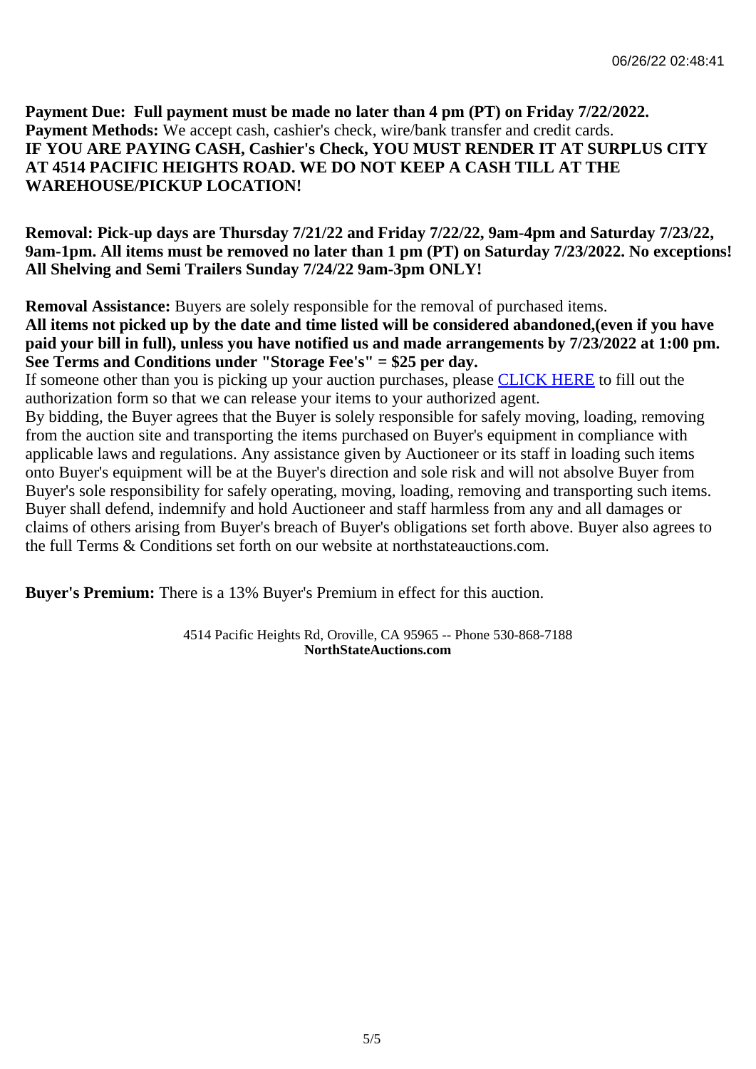**Payment Due: Full payment must be made no later than 4 pm (PT) on Friday 7/22/2022.**
**Payment Methods:** We accept cash, cashier's check, wire/bank transfer and credit cards.
**IF YOU ARE PAYING CASH, Cashier's Check, YOU MUST RENDER IT AT SURPLUS CITY AT 4514 PACIFIC HEIGHTS ROAD. WE DO NOT KEEP A CASH TILL AT THE WAREHOUSE/PICKUP LOCATION!**

**Removal: Pick-up days are Thursday 7/21/22 and Friday 7/22/22, 9am-4pm and Saturday 7/23/22, 9am-1pm. All items must be removed no later than 1 pm (PT) on Saturday 7/23/2022. No exceptions! All Shelving and Semi Trailers Sunday 7/24/22 9am-3pm ONLY!**

**Removal Assistance:** Buyers are solely responsible for the removal of purchased items.
**All items not picked up by the date and time listed will be considered abandoned,(even if you have paid your bill in full), unless you have notified us and made arrangements by 7/23/2022 at 1:00 pm. See Terms and Conditions under "Storage Fee's" = $25 per day.**
If someone other than you is picking up your auction purchases, please CLICK HERE to fill out the authorization form so that we can release your items to your authorized agent.
By bidding, the Buyer agrees that the Buyer is solely responsible for safely moving, loading, removing from the auction site and transporting the items purchased on Buyer's equipment in compliance with applicable laws and regulations. Any assistance given by Auctioneer or its staff in loading such items onto Buyer's equipment will be at the Buyer's direction and sole risk and will not absolve Buyer from Buyer's sole responsibility for safely operating, moving, loading, removing and transporting such items. Buyer shall defend, indemnify and hold Auctioneer and staff harmless from any and all damages or claims of others arising from Buyer's breach of Buyer's obligations set forth above. Buyer also agrees to the full Terms & Conditions set forth on our website at northstateauctions.com.

**Buyer's Premium:** There is a 13% Buyer's Premium in effect for this auction.

4514 Pacific Heights Rd, Oroville, CA 95965 -- Phone 530-868-7188
**NorthStateAuctions.com**